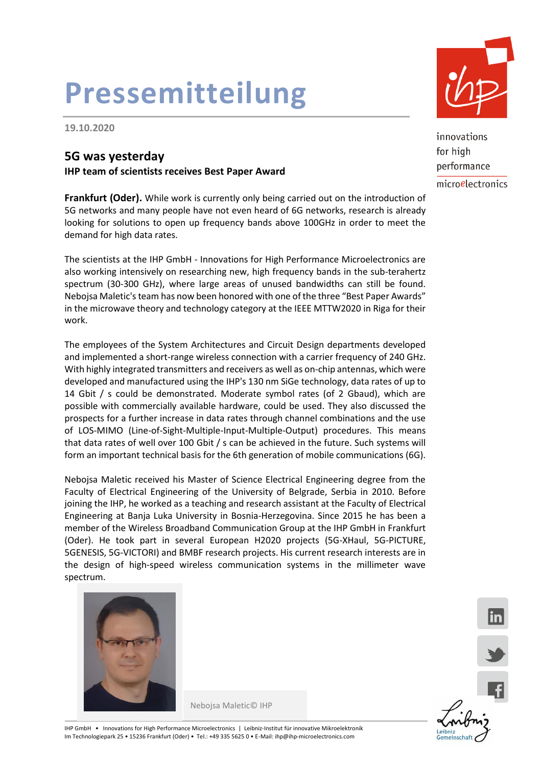# Pressemitteilung

19.10.2020

## 5G was yesterday

**IHP team of scientists receives Best Paper Award**

**Frankfurt (Oder).** While work is currently only being carried out on the introduction of 5G networks and many people have not even heard of 6G networks, research is already looking for solutions to open up frequency bands above 100GHz in order to meet the demand for high data rates.

The scientists at the IHP GmbH - Innovations for High Performance Microelectronics are also working intensively on researching new, high frequency bands in the sub-terahertz spectrum (30-300 GHz), where large areas of unused bandwidths can still be found. Nebojsa Maletic's team has now been honored with one of the three "Best Paper Awards" in the microwave theory and technology category at the IEEE MTTW2020 in Riga for their work.

The employees of the System Architectures and Circuit Design departments developed and implemented a short-range wireless connection with a carrier frequency of 240 GHz. With highly integrated transmitters and receivers as well as on-chip antennas, which were developed and manufactured using the IHP's 130 nm SiGe technology, data rates of up to 14 Gbit / s could be demonstrated. Moderate symbol rates (of 2 Gbaud), which are possible with commercially available hardware, could be used. They also discussed the prospects for a further increase in data rates through channel combinations and the use of LOS-MIMO (Line-of-Sight-Multiple-Input-Multiple-Output) procedures. This means that data rates of well over 100 Gbit / s can be achieved in the future. Such systems will form an important technical basis for the 6th generation of mobile communications (6G).

Nebojsa Maletic received his Master of Science Electrical Engineering degree from the Faculty of Electrical Engineering of the University of Belgrade, Serbia in 2010. Before joining the IHP, he worked as a teaching and research assistant at the Faculty of Electrical Engineering at Banja Luka University in Bosnia-Herzegovina. Since 2015 he has been a member of the Wireless Broadband Communication Group at the IHP GmbH in Frankfurt (Oder). He took part in several European H2020 projects (5G-XHaul, 5G-PICTURE, 5GENESIS, 5G-VICTORI) and BMBF research projects. His current research interests are in the design of high-speed wireless communication systems in the millimeter wave spectrum.

Nebojsa Maletic© IHP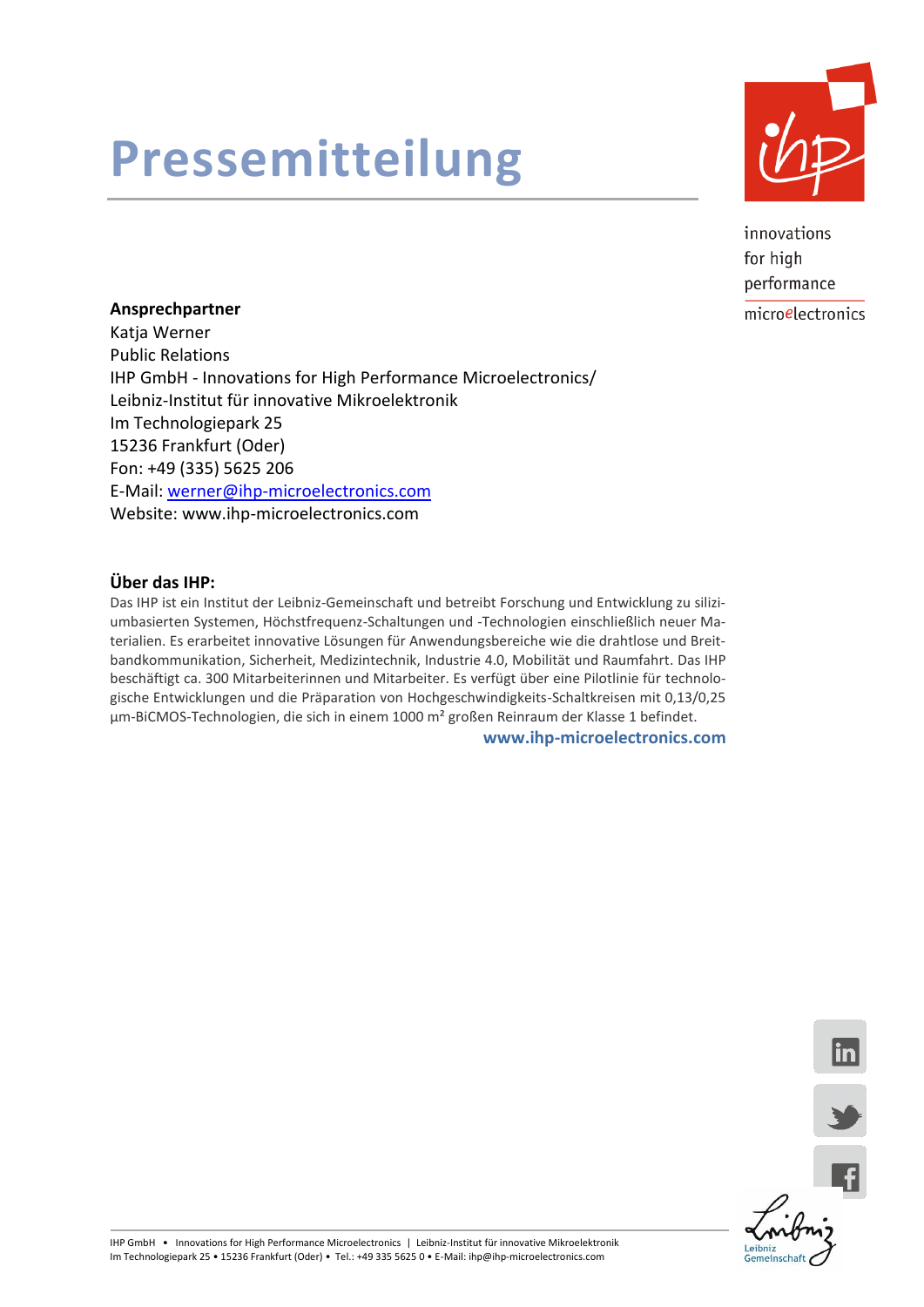# Pressemitteilung

innovations
for high
performance
microelectronics

**Ansprechpartner**
Katja Werner
Public Relations
IHP GmbH - Innovations for High Performance Microelectronics/
Leibniz-Institut für innovative Mikroelektronik
Im Technologiepark 25
15236 Frankfurt (Oder)
Fon: +49 (335) 5625 206
E-Mail: werner@ihp-microelectronics.com
Website: www.ihp-microelectronics.com

**Über das IHP:**

Das IHP ist ein Institut der Leibniz-Gemeinschaft und betreibt Forschung und Entwicklung zu siliziumbasierten Systemen, Höchstfrequenz-Schaltungen und -Technologien einschließlich neuer Materialien. Es erarbeitet innovative Lösungen für Anwendungsbereiche wie die drahtlose und Breitbandkommunikation, Sicherheit, Medizintechnik, Industrie 4.0, Mobilität und Raumfahrt. Das IHP beschäftigt ca. 300 Mitarbeiterinnen und Mitarbeiter. Es verfügt über eine Pilotlinie für technologische Entwicklungen und die Präparation von Hochgeschwindigkeits-Schaltkreisen mit 0,13/0,25 µm-BiCMOS-Technologien, die sich in einem 1000 m² großen Reinraum der Klasse 1 befindet.

**www.ihp-microelectronics.com**